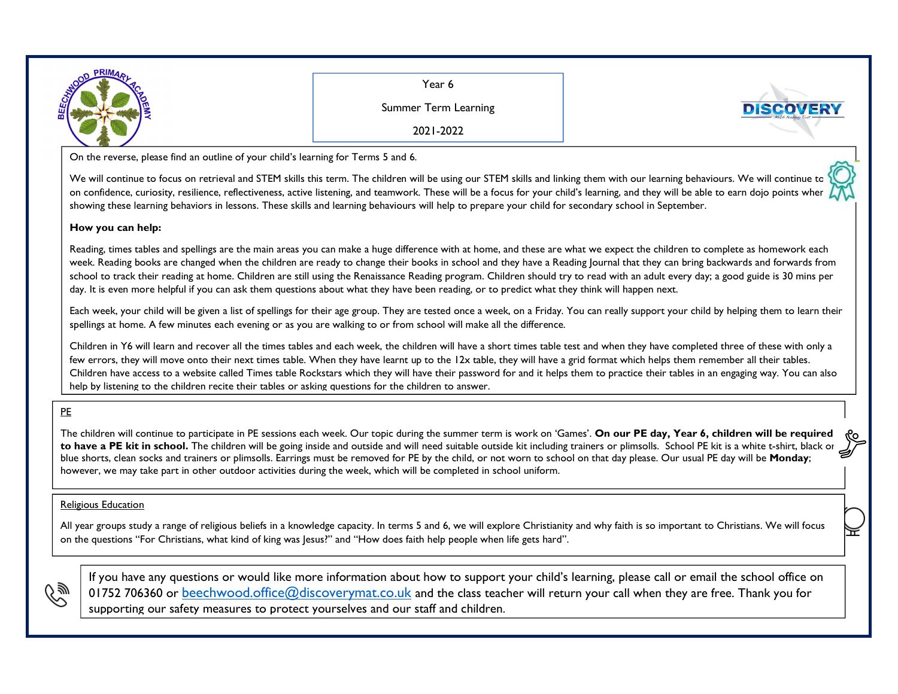Year 6

Summer Term Learning

2021-2022

On the reverse, please find an outline of your child's learning for Terms 5 and 6.

We will continue to focus on retrieval and STEM skills this term. The children will be using our STEM skills and linking them with our learning behaviours. We will continue to on confidence, curiosity, resilience, reflectiveness, active listening, and teamwork. These will be a focus for your child's learning, and they will be able to earn dojo points when showing these learning behaviors in lessons. These skills and learning behaviours will help to prepare your child for secondary school in September.

**How you can help:**

Reading, times tables and spellings are the main areas you can make a huge difference with at home, and these are what we expect the children to complete as homework each week. Reading books are changed when the children are ready to change their books in school and they have a Reading Journal that they can bring backwards and forwards from school to track their reading at home. Children are still using the Renaissance Reading program. Children should try to read with an adult every day; a good guide is 30 mins per day. It is even more helpful if you can ask them questions about what they have been reading, or to predict what they think will happen next.

Each week, your child will be given a list of spellings for their age group. They are tested once a week, on a Friday. You can really support your child by helping them to learn their spellings at home. A few minutes each evening or as you are walking to or from school will make all the difference.

Children in Y6 will learn and recover all the times tables and each week, the children will have a short times table test and when they have completed three of these with only a few errors, they will move onto their next times table. When they have learnt up to the 12x table, they will have a grid format which helps them remember all their tables. Children have access to a website called Times table Rockstars which they will have their password for and it helps them to practice their tables in an engaging way. You can also help by listening to the children recite their tables or asking questions for the children to answer.

## PE

The children will continue to participate in PE sessions each week. Our topic during the summer term is work on 'Games'. **On our PE day, Year 6, children will be required to have a PE kit in school.** The children will be going inside and outside and will need suitable outside kit including trainers or plimsolls. School PE kit is a white t-shirt, black or blue shorts, clean socks and trainers or plimsolls. Earrings must be removed for PE by the child, or not worn to school on that day please. Our usual PE day will be **Monday**; however, we may take part in other outdoor activities during the week, which will be completed in school uniform.

## Religious Education

All year groups study a range of religious beliefs in a knowledge capacity. In terms 5 and 6, we will explore Christianity and why faith is so important to Christians. We will focus on the questions "For Christians, what kind of king was Jesus?" and "How does faith help people when life gets hard".

If you have any questions or would like more information about how to support your child's learning, please call or email the school office on 01752 706360 or beechwood.office@discoverymat.co.uk and the class teacher will return your call when they are free. Thank you for supporting our safety measures to protect yourselves and our staff and children.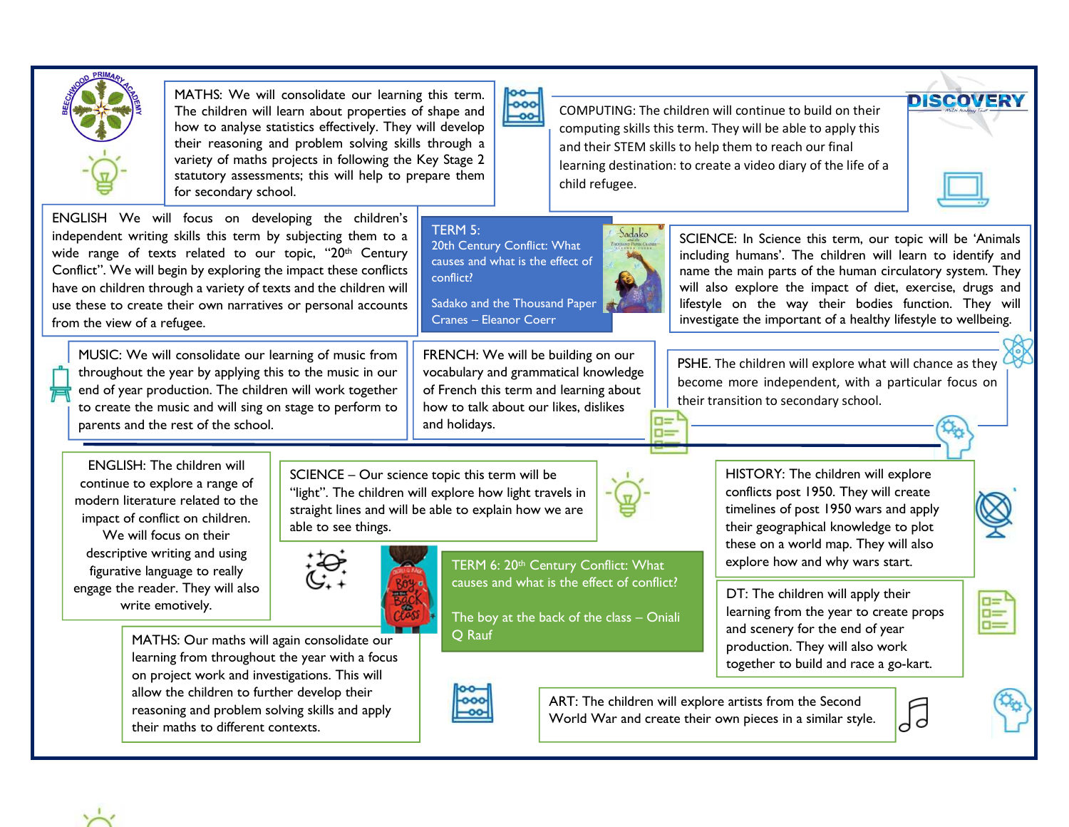MATHS: We will consolidate our learning this term. The children will learn about properties of shape and how to analyse statistics effectively. They will develop their reasoning and problem solving skills through a variety of maths projects in following the Key Stage 2 statutory assessments; this will help to prepare them for secondary school.

COMPUTING: The children will continue to build on their computing skills this term. They will be able to apply this and their STEM skills to help them to reach our final learning destination: to create a video diary of the life of a child refugee.

ENGLISH We will focus on developing the children's independent writing skills this term by subjecting them to a wide range of texts related to our topic, "20th Century Conflict". We will begin by exploring the impact these conflicts have on children through a variety of texts and the children will use these to create their own narratives or personal accounts from the view of a refugee.

## TERM 5:

20th Century Conflict: What causes and what is the effect of conflict?

Sadako and the Thousand Paper Cranes – Eleanor Coerr

SCIENCE: In Science this term, our topic will be 'Animals including humans'. The children will learn to identify and name the main parts of the human circulatory system. They will also explore the impact of diet, exercise, drugs and lifestyle on the way their bodies function. They will investigate the important of a healthy lifestyle to wellbeing.

MUSIC: We will consolidate our learning of music from throughout the year by applying this to the music in our end of year production. The children will work together to create the music and will sing on stage to perform to parents and the rest of the school.

FRENCH: We will be building on our vocabulary and grammatical knowledge of French this term and learning about how to talk about our likes, dislikes and holidays.

PSHE. The children will explore what will chance as they become more independent, with a particular focus on their transition to secondary school.

ENGLISH: The children will continue to explore a range of modern literature related to the impact of conflict on children. We will focus on their descriptive writing and using figurative language to really engage the reader. They will also write emotively.

SCIENCE – Our science topic this term will be "light". The children will explore how light travels in straight lines and will be able to explain how we are able to see things.

HISTORY: The children will explore conflicts post 1950. They will create timelines of post 1950 wars and apply their geographical knowledge to plot these on a world map. They will also explore how and why wars start.

## TERM 6: 20th Century Conflict: What causes and what is the effect of conflict?

The boy at the back of the class – Onjali Q Rauf

DT: The children will apply their learning from the year to create props and scenery for the end of year production. They will also work together to build and race a go-kart.

MATHS: Our maths will again consolidate our learning from throughout the year with a focus on project work and investigations. This will allow the children to further develop their reasoning and problem solving skills and apply their maths to different contexts.

ART: The children will explore artists from the Second World War and create their own pieces in a similar style.